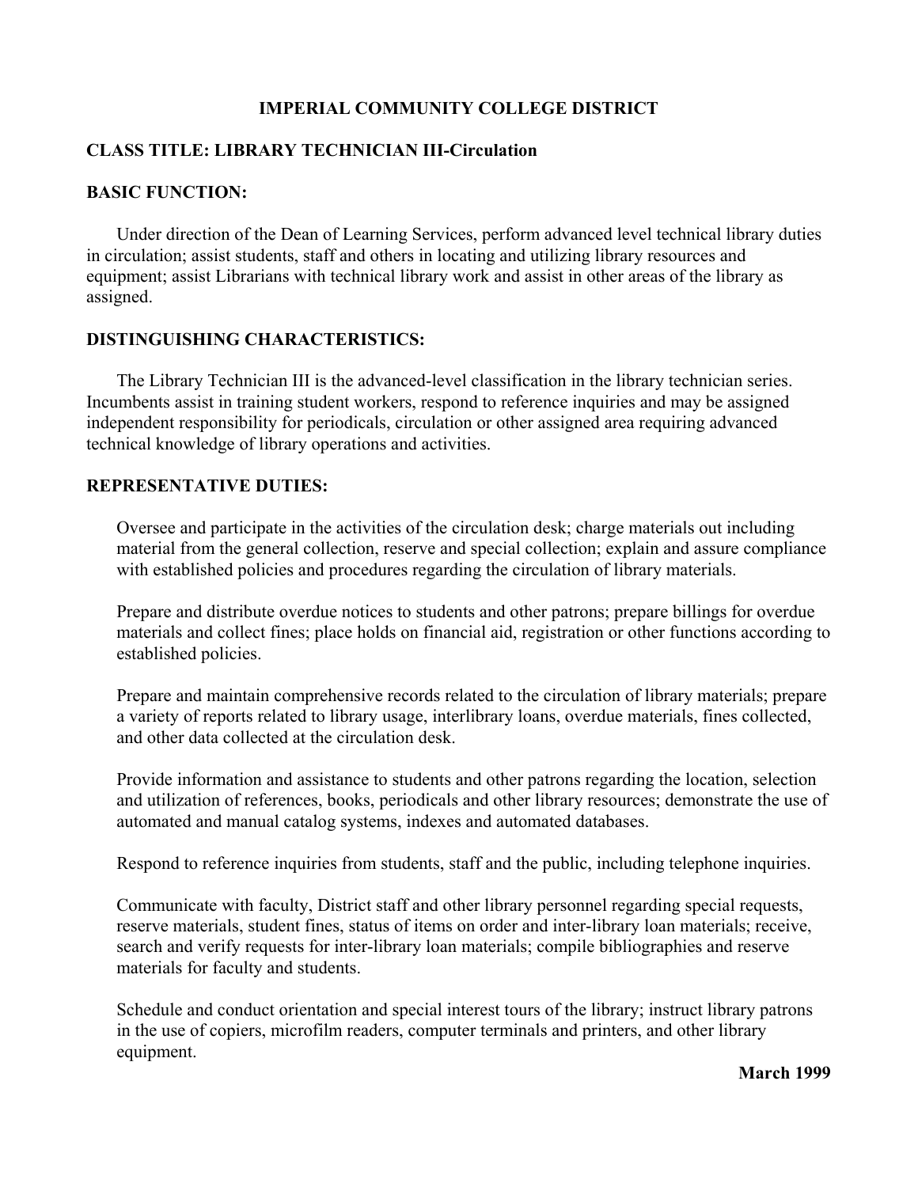# IMPERIAL COMMUNITY COLLEGE DISTRICT

## CLASS TITLE: LIBRARY TECHNICIAN III-Circulation

## BASIC FUNCTION:

Under direction of the Dean of Learning Services, perform advanced level technical library duties in circulation; assist students, staff and others in locating and utilizing library resources and equipment; assist Librarians with technical library work and assist in other areas of the library as assigned.

## DISTINGUISHING CHARACTERISTICS:

The Library Technician III is the advanced-level classification in the library technician series. Incumbents assist in training student workers, respond to reference inquiries and may be assigned independent responsibility for periodicals, circulation or other assigned area requiring advanced technical knowledge of library operations and activities.

## REPRESENTATIVE DUTIES:

Oversee and participate in the activities of the circulation desk; charge materials out including material from the general collection, reserve and special collection; explain and assure compliance with established policies and procedures regarding the circulation of library materials.

Prepare and distribute overdue notices to students and other patrons; prepare billings for overdue materials and collect fines; place holds on financial aid, registration or other functions according to established policies.

Prepare and maintain comprehensive records related to the circulation of library materials; prepare a variety of reports related to library usage, interlibrary loans, overdue materials, fines collected, and other data collected at the circulation desk.

Provide information and assistance to students and other patrons regarding the location, selection and utilization of references, books, periodicals and other library resources; demonstrate the use of automated and manual catalog systems, indexes and automated databases.

Respond to reference inquiries from students, staff and the public, including telephone inquiries.

Communicate with faculty, District staff and other library personnel regarding special requests, reserve materials, student fines, status of items on order and inter-library loan materials; receive, search and verify requests for inter-library loan materials; compile bibliographies and reserve materials for faculty and students.

Schedule and conduct orientation and special interest tours of the library; instruct library patrons in the use of copiers, microfilm readers, computer terminals and printers, and other library equipment.

**March 1999**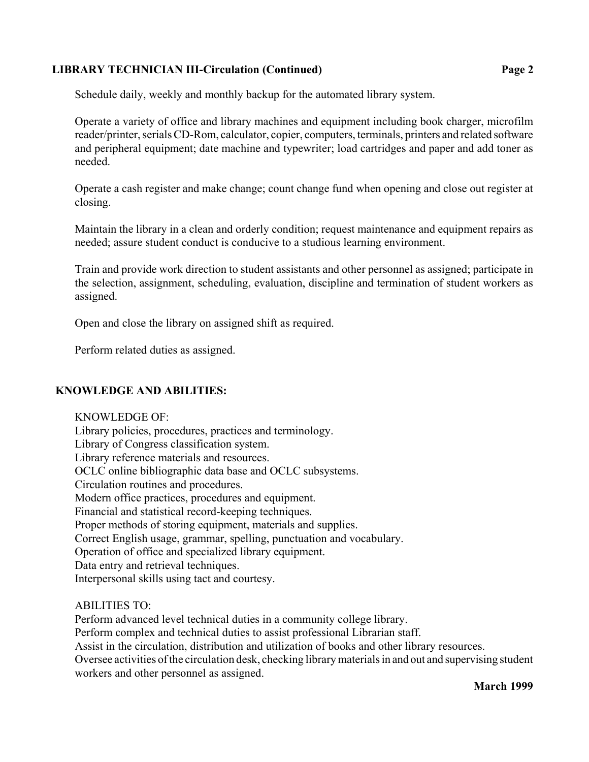Schedule daily, weekly and monthly backup for the automated library system.

Operate a variety of office and library machines and equipment including book charger, microfilm reader/printer, serials CD-Rom, calculator, copier, computers, terminals, printers and related software and peripheral equipment; date machine and typewriter; load cartridges and paper and add toner as needed.

Operate a cash register and make change; count change fund when opening and close out register at closing.

Maintain the library in a clean and orderly condition; request maintenance and equipment repairs as needed; assure student conduct is conducive to a studious learning environment.

Train and provide work direction to student assistants and other personnel as assigned; participate in the selection, assignment, scheduling, evaluation, discipline and termination of student workers as assigned.

Open and close the library on assigned shift as required.

Perform related duties as assigned.

## KNOWLEDGE AND ABILITIES:

KNOWLEDGE OF:
Library policies, procedures, practices and terminology.
Library of Congress classification system.
Library reference materials and resources.
OCLC online bibliographic data base and OCLC subsystems.
Circulation routines and procedures.
Modern office practices, procedures and equipment.
Financial and statistical record-keeping techniques.
Proper methods of storing equipment, materials and supplies.
Correct English usage, grammar, spelling, punctuation and vocabulary.
Operation of office and specialized library equipment.
Data entry and retrieval techniques.
Interpersonal skills using tact and courtesy.

ABILITIES TO:
Perform advanced level technical duties in a community college library.
Perform complex and technical duties to assist professional Librarian staff.
Assist in the circulation, distribution and utilization of books and other library resources.
Oversee activities of the circulation desk, checking library materials in and out and supervising student workers and other personnel as assigned.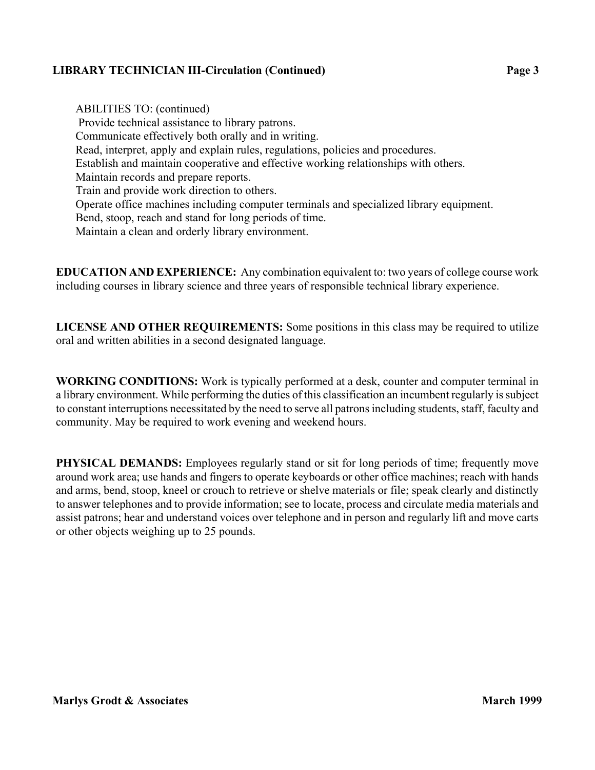ABILITIES TO: (continued)

Provide technical assistance to library patrons.
Communicate effectively both orally and in writing.
Read, interpret, apply and explain rules, regulations, policies and procedures.
Establish and maintain cooperative and effective working relationships with others.
Maintain records and prepare reports.
Train and provide work direction to others.
Operate office machines including computer terminals and specialized library equipment.
Bend, stoop, reach and stand for long periods of time.
Maintain a clean and orderly library environment.

**EDUCATION AND EXPERIENCE:** Any combination equivalent to: two years of college course work including courses in library science and three years of responsible technical library experience.

**LICENSE AND OTHER REQUIREMENTS:** Some positions in this class may be required to utilize oral and written abilities in a second designated language.

**WORKING CONDITIONS:** Work is typically performed at a desk, counter and computer terminal in a library environment. While performing the duties of this classification an incumbent regularly is subject to constant interruptions necessitated by the need to serve all patrons including students, staff, faculty and community. May be required to work evening and weekend hours.

**PHYSICAL DEMANDS:** Employees regularly stand or sit for long periods of time; frequently move around work area; use hands and fingers to operate keyboards or other office machines; reach with hands and arms, bend, stoop, kneel or crouch to retrieve or shelve materials or file; speak clearly and distinctly to answer telephones and to provide information; see to locate, process and circulate media materials and assist patrons; hear and understand voices over telephone and in person and regularly lift and move carts or other objects weighing up to 25 pounds.

**Marlys Grodt & Associates** **March 1999**